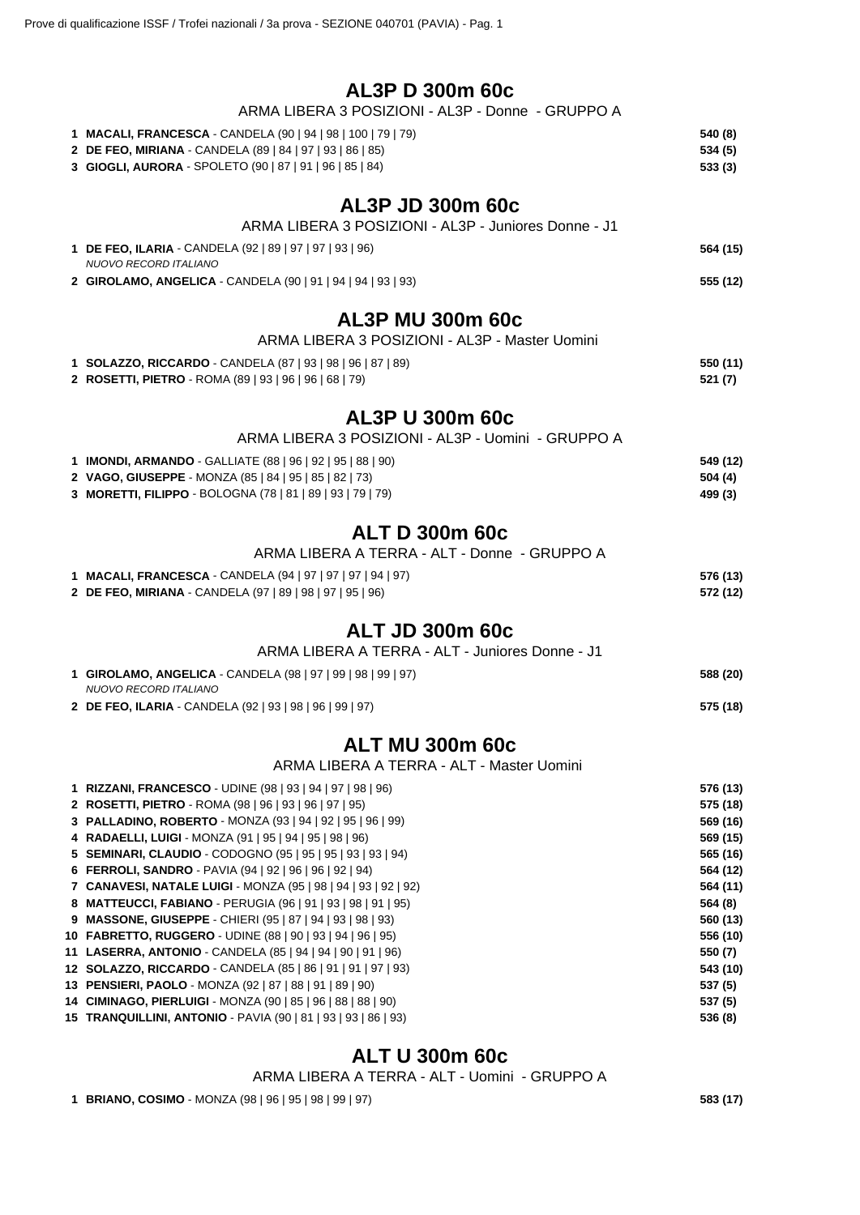## AL3P D 300m 60c

ARMA LIBERA 3 POSIZIONI - AL3P - Donne - GRUPPO A

| | | |
|---|---|---|
| 1 | **MACALI, FRANCESCA** - CANDELA (90 \| 94 \| 98 \| 100 \| 79 \| 79) | **540 (8)** |
| 2 | **DE FEO, MIRIANA** - CANDELA (89 \| 84 \| 97 \| 93 \| 86 \| 85) | **534 (5)** |
| 3 | **GIOGLI, AURORA** - SPOLETO (90 \| 87 \| 91 \| 96 \| 85 \| 84) | **533 (3)** |

## AL3P JD 300m 60c

ARMA LIBERA 3 POSIZIONI - AL3P - Juniores Donne - J1

| | | |
|---|---|---|
| 1 | **DE FEO, ILARIA** - CANDELA (92 \| 89 \| 97 \| 97 \| 93 \| 96)<br>*NUOVO RECORD ITALIANO* | **564 (15)** |
| 2 | **GIROLAMO, ANGELICA** - CANDELA (90 \| 91 \| 94 \| 94 \| 93 \| 93) | **555 (12)** |

## AL3P MU 300m 60c

ARMA LIBERA 3 POSIZIONI - AL3P - Master Uomini

| | | |
|---|---|---|
| 1 | **SOLAZZO, RICCARDO** - CANDELA (87 \| 93 \| 98 \| 96 \| 87 \| 89) | **550 (11)** |
| 2 | **ROSETTI, PIETRO** - ROMA (89 \| 93 \| 96 \| 96 \| 68 \| 79) | **521 (7)** |

## AL3P U 300m 60c

ARMA LIBERA 3 POSIZIONI - AL3P - Uomini - GRUPPO A

| | | |
|---|---|---|
| 1 | **IMONDI, ARMANDO** - GALLIATE (88 \| 96 \| 92 \| 95 \| 88 \| 90) | **549 (12)** |
| 2 | **VAGO, GIUSEPPE** - MONZA (85 \| 84 \| 95 \| 85 \| 82 \| 73) | **504 (4)** |
| 3 | **MORETTI, FILIPPO** - BOLOGNA (78 \| 81 \| 89 \| 93 \| 79 \| 79) | **499 (3)** |

## ALT D 300m 60c

ARMA LIBERA A TERRA - ALT - Donne - GRUPPO A

| | | |
|---|---|---|
| 1 | **MACALI, FRANCESCA** - CANDELA (94 \| 97 \| 97 \| 97 \| 94 \| 97) | **576 (13)** |
| 2 | **DE FEO, MIRIANA** - CANDELA (97 \| 89 \| 98 \| 97 \| 95 \| 96) | **572 (12)** |

## ALT JD 300m 60c

ARMA LIBERA A TERRA - ALT - Juniores Donne - J1

| | | |
|---|---|---|
| 1 | **GIROLAMO, ANGELICA** - CANDELA (98 \| 97 \| 99 \| 98 \| 99 \| 97)<br>*NUOVO RECORD ITALIANO* | **588 (20)** |
| 2 | **DE FEO, ILARIA** - CANDELA (92 \| 93 \| 98 \| 96 \| 99 \| 97) | **575 (18)** |

## ALT MU 300m 60c

ARMA LIBERA A TERRA - ALT - Master Uomini

| | | |
|---|---|---|
| 1 | **RIZZANI, FRANCESCO** - UDINE (98 \| 93 \| 94 \| 97 \| 98 \| 96) | **576 (13)** |
| 2 | **ROSETTI, PIETRO** - ROMA (98 \| 96 \| 93 \| 96 \| 97 \| 95) | **575 (18)** |
| 3 | **PALLADINO, ROBERTO** - MONZA (93 \| 94 \| 92 \| 95 \| 96 \| 99) | **569 (16)** |
| 4 | **RADAELLI, LUIGI** - MONZA (91 \| 95 \| 94 \| 95 \| 98 \| 96) | **569 (15)** |
| 5 | **SEMINARI, CLAUDIO** - CODOGNO (95 \| 95 \| 95 \| 93 \| 93 \| 94) | **565 (16)** |
| 6 | **FERROLI, SANDRO** - PAVIA (94 \| 92 \| 96 \| 96 \| 92 \| 94) | **564 (12)** |
| 7 | **CANAVESI, NATALE LUIGI** - MONZA (95 \| 98 \| 94 \| 93 \| 92 \| 92) | **564 (11)** |
| 8 | **MATTEUCCI, FABIANO** - PERUGIA (96 \| 91 \| 93 \| 98 \| 91 \| 95) | **564 (8)** |
| 9 | **MASSONE, GIUSEPPE** - CHIERI (95 \| 87 \| 94 \| 93 \| 98 \| 93) | **560 (13)** |
| 10 | **FABRETTO, RUGGERO** - UDINE (88 \| 90 \| 93 \| 94 \| 96 \| 95) | **556 (10)** |
| 11 | **LASERRA, ANTONIO** - CANDELA (85 \| 94 \| 94 \| 90 \| 91 \| 96) | **550 (7)** |
| 12 | **SOLAZZO, RICCARDO** - CANDELA (85 \| 86 \| 91 \| 91 \| 97 \| 93) | **543 (10)** |
| 13 | **PENSIERI, PAOLO** - MONZA (92 \| 87 \| 88 \| 91 \| 89 \| 90) | **537 (5)** |
| 14 | **CIMINAGO, PIERLUIGI** - MONZA (90 \| 85 \| 96 \| 88 \| 88 \| 90) | **537 (5)** |
| 15 | **TRANQUILLINI, ANTONIO** - PAVIA (90 \| 81 \| 93 \| 93 \| 86 \| 93) | **536 (8)** |

## ALT U 300m 60c

ARMA LIBERA A TERRA - ALT - Uomini - GRUPPO A

| | | |
|---|---|---|
| 1 | **BRIANO, COSIMO** - MONZA (98 \| 96 \| 95 \| 98 \| 99 \| 97) | **583 (17)** |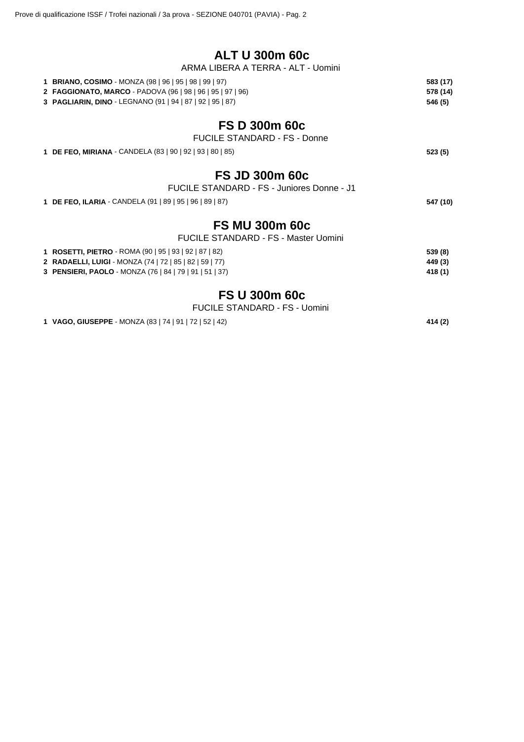## ALT U 300m 60c

ARMA LIBERA A TERRA - ALT - Uomini

| | | |
|---|---|---|
| 1 | **BRIANO, COSIMO** - MONZA (98 \| 96 \| 95 \| 98 \| 99 \| 97) | **583 (17)** |
| 2 | **FAGGIONATO, MARCO** - PADOVA (96 \| 98 \| 96 \| 95 \| 97 \| 96) | **578 (14)** |
| 3 | **PAGLIARIN, DINO** - LEGNANO (91 \| 94 \| 87 \| 92 \| 95 \| 87) | **546 (5)** |

## FS D 300m 60c

FUCILE STANDARD - FS - Donne

| | | |
|---|---|---|
| 1 | **DE FEO, MIRIANA** - CANDELA (83 \| 90 \| 92 \| 93 \| 80 \| 85) | **523 (5)** |

## FS JD 300m 60c

FUCILE STANDARD - FS - Juniores Donne - J1

| | | |
|---|---|---|
| 1 | **DE FEO, ILARIA** - CANDELA (91 \| 89 \| 95 \| 96 \| 89 \| 87) | **547 (10)** |

## FS MU 300m 60c

FUCILE STANDARD - FS - Master Uomini

| | | |
|---|---|---|
| 1 | **ROSETTI, PIETRO** - ROMA (90 \| 95 \| 93 \| 92 \| 87 \| 82) | **539 (8)** |
| 2 | **RADAELLI, LUIGI** - MONZA (74 \| 72 \| 85 \| 82 \| 59 \| 77) | **449 (3)** |
| 3 | **PENSIERI, PAOLO** - MONZA (76 \| 84 \| 79 \| 91 \| 51 \| 37) | **418 (1)** |

## FS U 300m 60c

FUCILE STANDARD - FS - Uomini

| | | |
|---|---|---|
| 1 | **VAGO, GIUSEPPE** - MONZA (83 \| 74 \| 91 \| 72 \| 52 \| 42) | **414 (2)** |